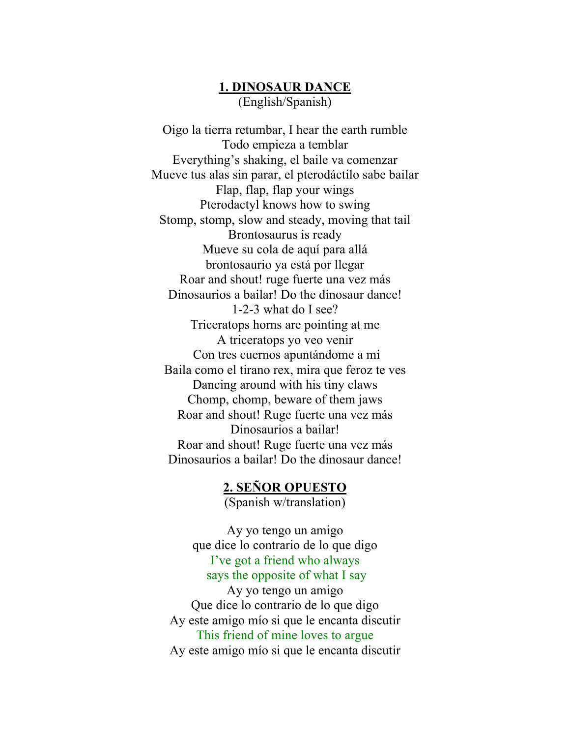## 1. DINOSAUR DANCE

(English/Spanish)

Oigo la tierra retumbar, I hear the earth rumble
Todo empieza a temblar
Everything's shaking, el baile va comenzar
Mueve tus alas sin parar, el pterodáctilo sabe bailar
Flap, flap, flap your wings
Pterodactyl knows how to swing
Stomp, stomp, slow and steady, moving that tail
Brontosaurus is ready
Mueve su cola de aquí para allá
brontosaurio ya está por llegar
Roar and shout! ruge fuerte una vez más
Dinosaurios a bailar! Do the dinosaur dance!
1-2-3 what do I see?
Triceratops horns are pointing at me
A triceratops yo veo venir
Con tres cuernos apuntándome a mi
Baila como el tirano rex, mira que feroz te ves
Dancing around with his tiny claws
Chomp, chomp, beware of them jaws
Roar and shout! Ruge fuerte una vez más
Dinosaurios a bailar!
Roar and shout! Ruge fuerte una vez más
Dinosaurios a bailar! Do the dinosaur dance!

## 2. SEÑOR OPUESTO

(Spanish w/translation)

Ay yo tengo un amigo
que dice lo contrario de lo que digo
I've got a friend who always
says the opposite of what I say
Ay yo tengo un amigo
Que dice lo contrario de lo que digo
Ay este amigo mío si que le encanta discutir
This friend of mine loves to argue
Ay este amigo mío si que le encanta discutir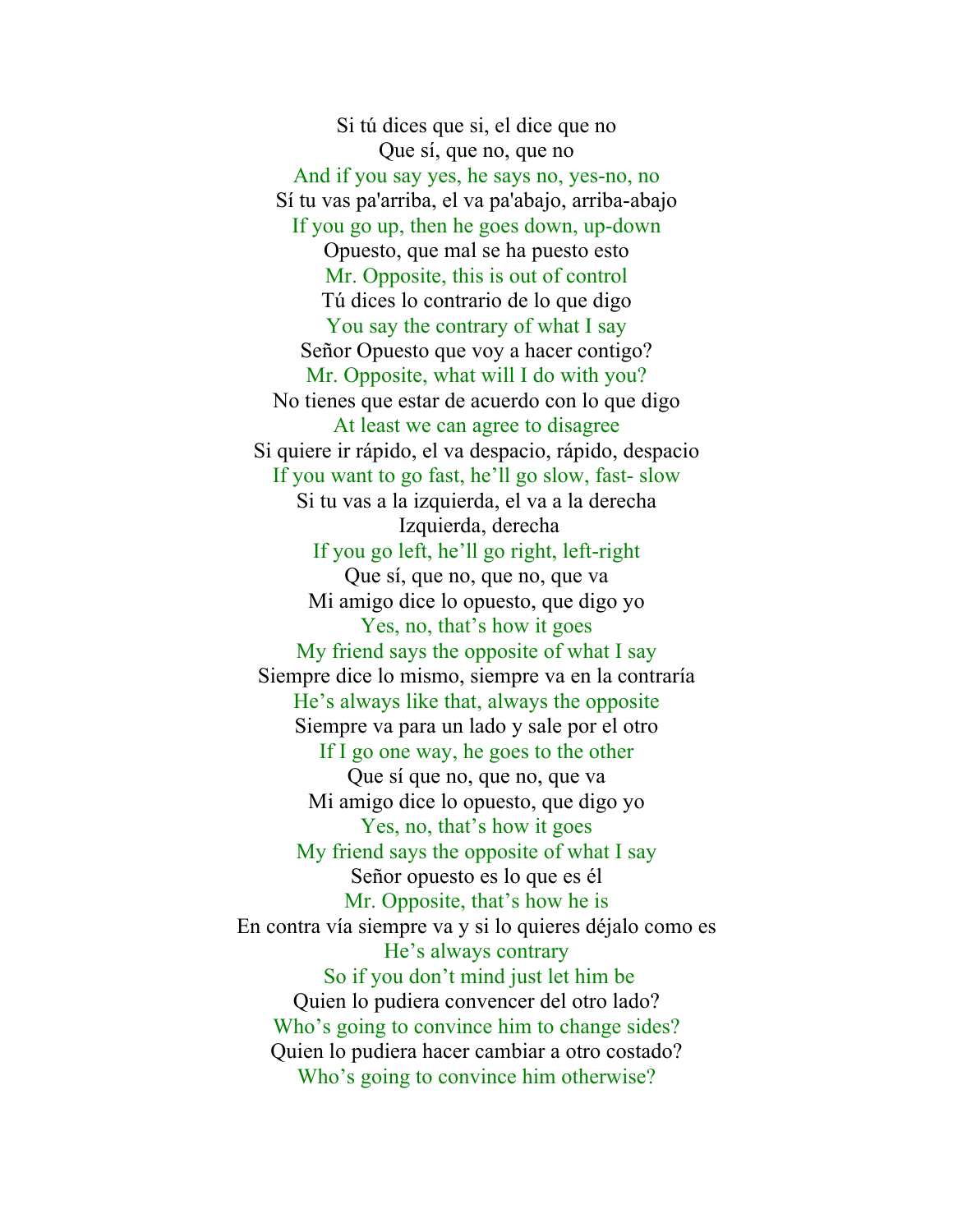Si tú dices que si, el dice que no
Que sí, que no, que no
And if you say yes, he says no, yes-no, no
Sí tu vas pa'arriba, el va pa'abajo, arriba-abajo
If you go up, then he goes down, up-down
Opuesto, que mal se ha puesto esto
Mr. Opposite, this is out of control
Tú dices lo contrario de lo que digo
You say the contrary of what I say
Señor Opuesto que voy a hacer contigo?
Mr. Opposite, what will I do with you?
No tienes que estar de acuerdo con lo que digo
At least we can agree to disagree
Si quiere ir rápido, el va despacio, rápido, despacio
If you want to go fast, he'll go slow, fast- slow
Si tu vas a la izquierda, el va a la derecha
Izquierda, derecha
If you go left, he'll go right, left-right
Que sí, que no, que no, que va
Mi amigo dice lo opuesto, que digo yo
Yes, no, that's how it goes
My friend says the opposite of what I say
Siempre dice lo mismo, siempre va en la contraría
He's always like that, always the opposite
Siempre va para un lado y sale por el otro
If I go one way, he goes to the other
Que sí que no, que no, que va
Mi amigo dice lo opuesto, que digo yo
Yes, no, that's how it goes
My friend says the opposite of what I say
Señor opuesto es lo que es él
Mr. Opposite, that's how he is
En contra vía siempre va y si lo quieres déjalo como es
He's always contrary
So if you don't mind just let him be
Quien lo pudiera convencer del otro lado?
Who's going to convince him to change sides?
Quien lo pudiera hacer cambiar a otro costado?
Who's going to convince him otherwise?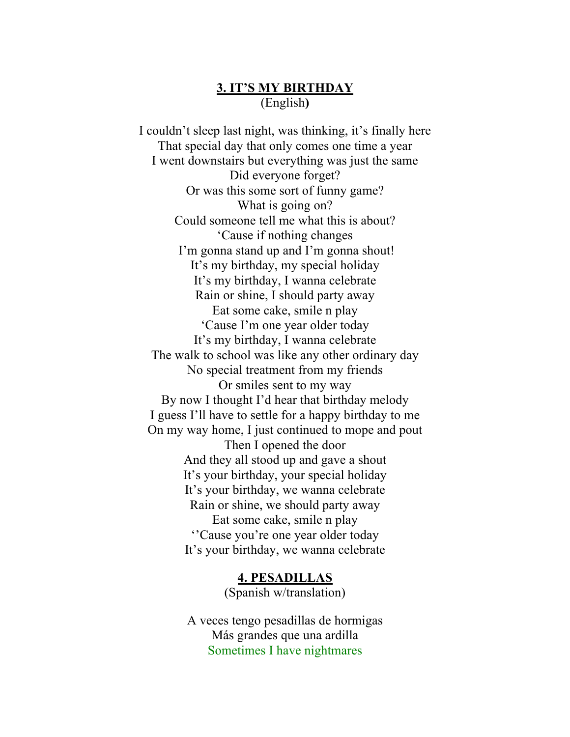## 3. IT'S MY BIRTHDAY

(English)

I couldn't sleep last night, was thinking, it's finally here
That special day that only comes one time a year
I went downstairs but everything was just the same
Did everyone forget?
Or was this some sort of funny game?
What is going on?
Could someone tell me what this is about?
'Cause if nothing changes
I'm gonna stand up and I'm gonna shout!
It's my birthday, my special holiday
It's my birthday, I wanna celebrate
Rain or shine, I should party away
Eat some cake, smile n play
'Cause I'm one year older today
It's my birthday, I wanna celebrate
The walk to school was like any other ordinary day
No special treatment from my friends
Or smiles sent to my way
By now I thought I'd hear that birthday melody
I guess I'll have to settle for a happy birthday to me
On my way home, I just continued to mope and pout
Then I opened the door
And they all stood up and gave a shout
It's your birthday, your special holiday
It's your birthday, we wanna celebrate
Rain or shine, we should party away
Eat some cake, smile n play
''Cause you're one year older today
It's your birthday, we wanna celebrate

## 4. PESADILLAS

(Spanish w/translation)

A veces tengo pesadillas de hormigas
Más grandes que una ardilla
Sometimes I have nightmares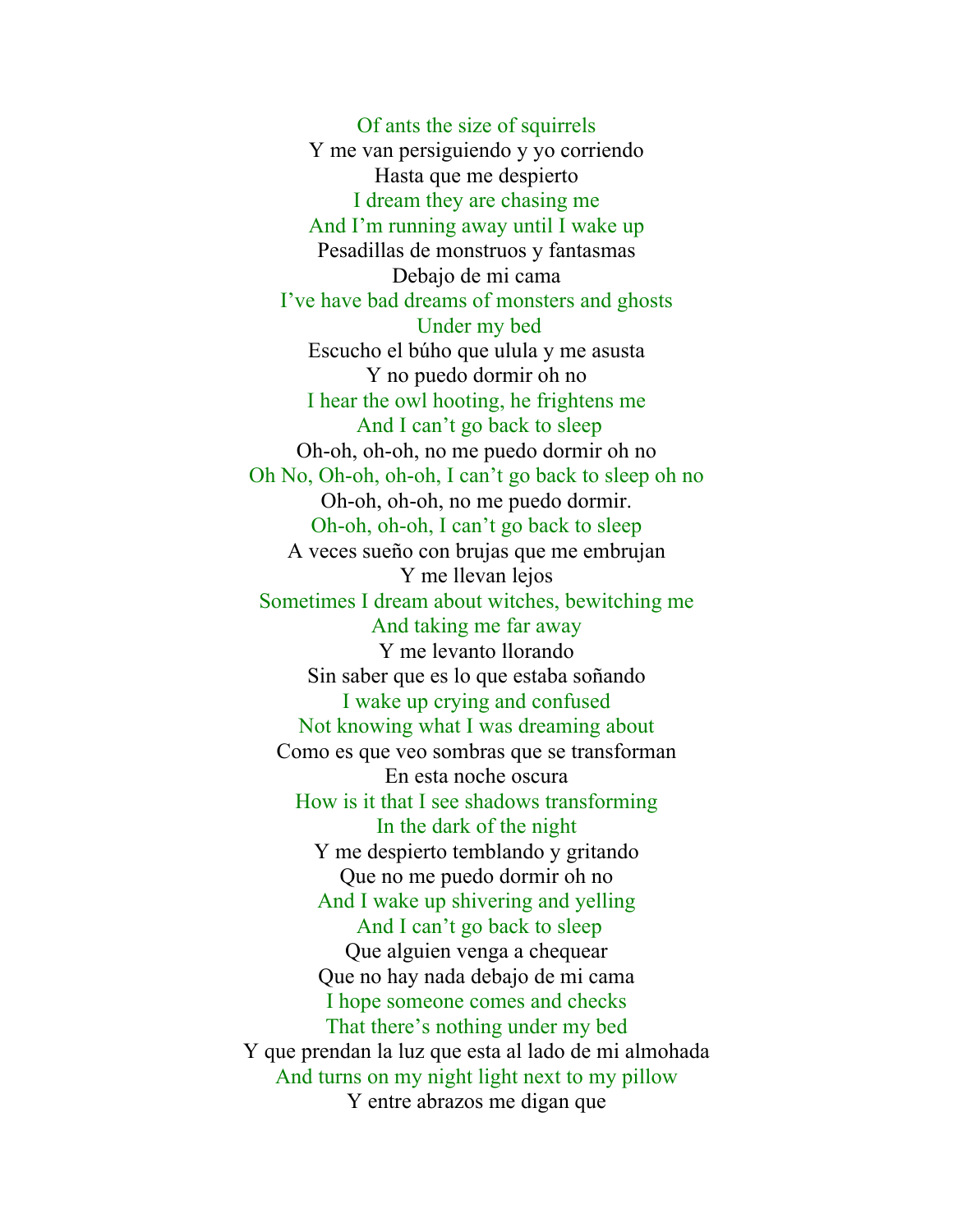Of ants the size of squirrels
Y me van persiguiendo y yo corriendo
Hasta que me despierto
I dream they are chasing me
And I'm running away until I wake up
Pesadillas de monstruos y fantasmas
Debajo de mi cama
I've have bad dreams of monsters and ghosts
Under my bed
Escucho el búho que ulula y me asusta
Y no puedo dormir oh no
I hear the owl hooting, he frightens me
And I can't go back to sleep
Oh-oh, oh-oh, no me puedo dormir oh no
Oh No, Oh-oh, oh-oh, I can't go back to sleep oh no
Oh-oh, oh-oh, no me puedo dormir.
Oh-oh, oh-oh, I can't go back to sleep
A veces sueño con brujas que me embrujan
Y me llevan lejos
Sometimes I dream about witches, bewitching me
And taking me far away
Y me levanto llorando
Sin saber que es lo que estaba soñando
I wake up crying and confused
Not knowing what I was dreaming about
Como es que veo sombras que se transforman
En esta noche oscura
How is it that I see shadows transforming
In the dark of the night
Y me despierto temblando y gritando
Que no me puedo dormir oh no
And I wake up shivering and yelling
And I can't go back to sleep
Que alguien venga a chequear
Que no hay nada debajo de mi cama
I hope someone comes and checks
That there's nothing under my bed
Y que prendan la luz que esta al lado de mi almohada
And turns on my night light next to my pillow
Y entre abrazos me digan que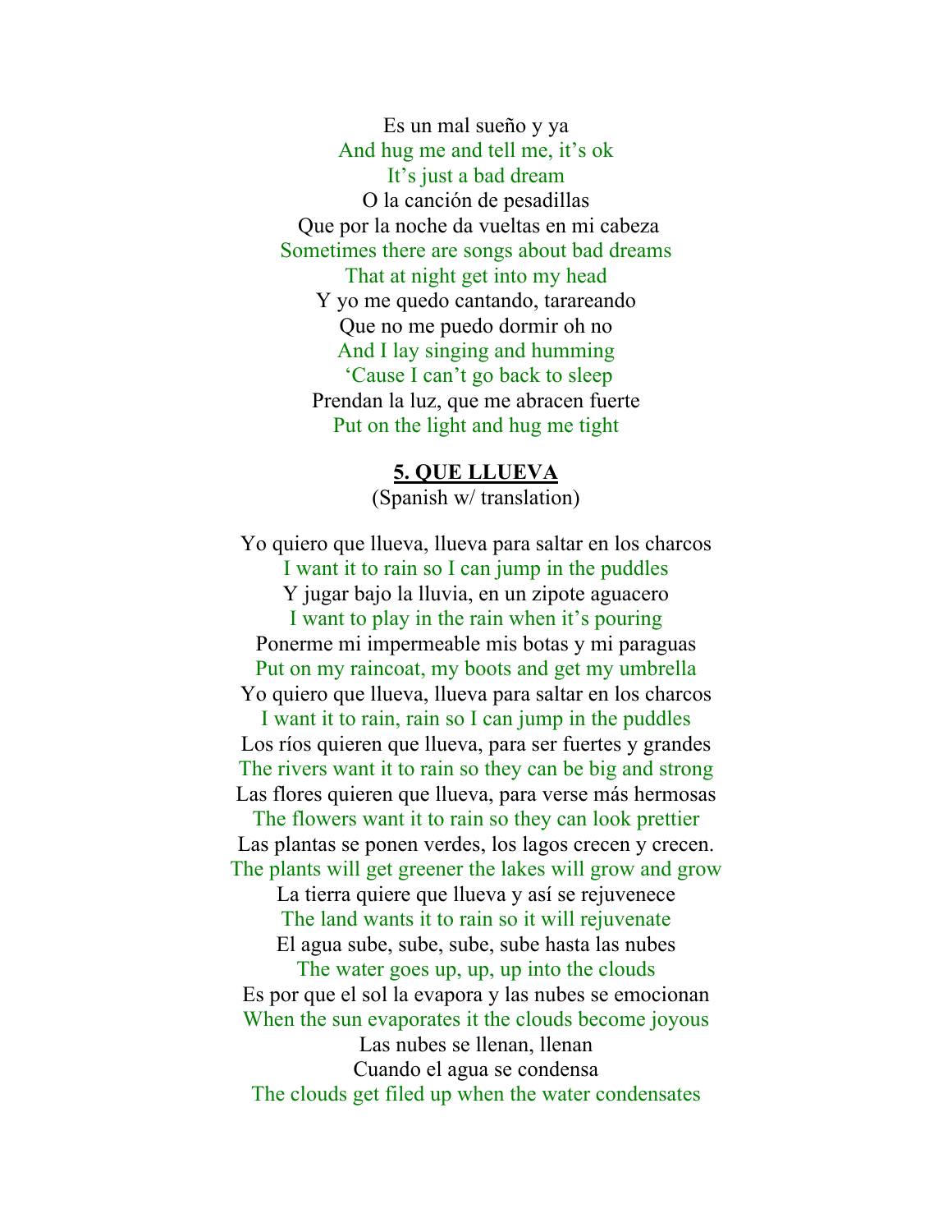Es un mal sueño y ya
And hug me and tell me, it's ok
It's just a bad dream
O la canción de pesadillas
Que por la noche da vueltas en mi cabeza
Sometimes there are songs about bad dreams
That at night get into my head
Y yo me quedo cantando, tarareando
Que no me puedo dormir oh no
And I lay singing and humming
'Cause I can't go back to sleep
Prendan la luz, que me abracen fuerte
Put on the light and hug me tight

**5. QUE LLUEVA**
(Spanish w/ translation)

Yo quiero que llueva, llueva para saltar en los charcos
I want it to rain so I can jump in the puddles
Y jugar bajo la lluvia, en un zipote aguacero
I want to play in the rain when it's pouring
Ponerme mi impermeable mis botas y mi paraguas
Put on my raincoat, my boots and get my umbrella
Yo quiero que llueva, llueva para saltar en los charcos
I want it to rain, rain so I can jump in the puddles
Los ríos quieren que llueva, para ser fuertes y grandes
The rivers want it to rain so they can be big and strong
Las flores quieren que llueva, para verse más hermosas
The flowers want it to rain so they can look prettier
Las plantas se ponen verdes, los lagos crecen y crecen.
The plants will get greener the lakes will grow and grow
La tierra quiere que llueva y así se rejuvenece
The land wants it to rain so it will rejuvenate
El agua sube, sube, sube, sube hasta las nubes
The water goes up, up, up into the clouds
Es por que el sol la evapora y las nubes se emocionan
When the sun evaporates it the clouds become joyous
Las nubes se llenan, llenan
Cuando el agua se condensa
The clouds get filed up when the water condensates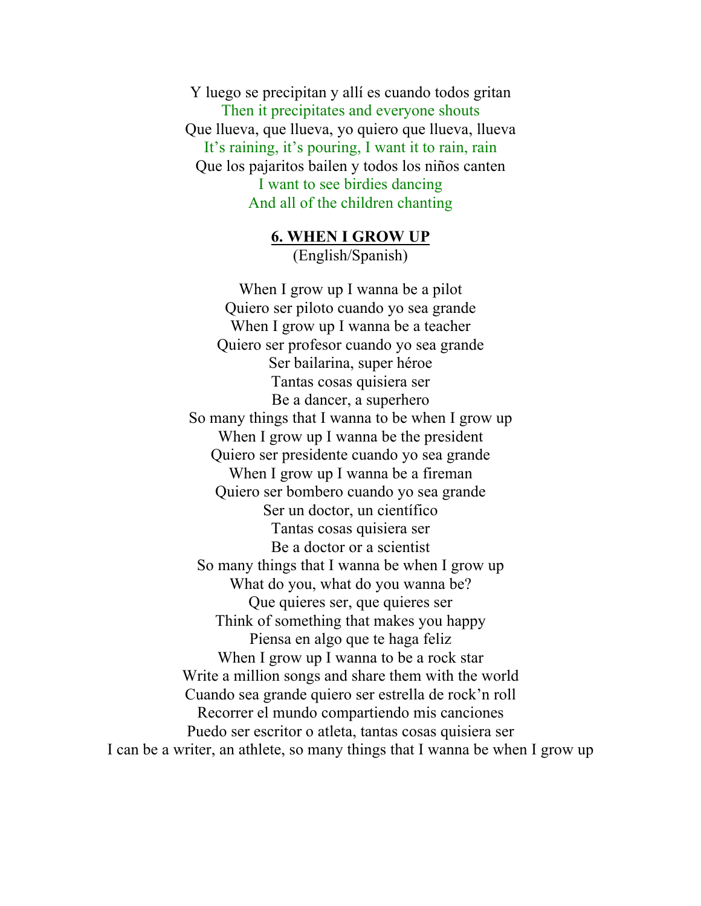Y luego se precipitan y allí es cuando todos gritan
Then it precipitates and everyone shouts
Que llueva, que llueva, yo quiero que llueva, llueva
It's raining, it's pouring, I want it to rain, rain
Que los pajaritos bailen y todos los niños canten
I want to see birdies dancing
And all of the children chanting

## 6. WHEN I GROW UP

(English/Spanish)

When I grow up I wanna be a pilot
Quiero ser piloto cuando yo sea grande
When I grow up I wanna be a teacher
Quiero ser profesor cuando yo sea grande
Ser bailarina, super héroe
Tantas cosas quisiera ser
Be a dancer, a superhero
So many things that I wanna to be when I grow up
When I grow up I wanna be the president
Quiero ser presidente cuando yo sea grande
When I grow up I wanna be a fireman
Quiero ser bombero cuando yo sea grande
Ser un doctor, un científico
Tantas cosas quisiera ser
Be a doctor or a scientist
So many things that I wanna be when I grow up
What do you, what do you wanna be?
Que quieres ser, que quieres ser
Think of something that makes you happy
Piensa en algo que te haga feliz
When I grow up I wanna to be a rock star
Write a million songs and share them with the world
Cuando sea grande quiero ser estrella de rock'n roll
Recorrer el mundo compartiendo mis canciones
Puedo ser escritor o atleta, tantas cosas quisiera ser
I can be a writer, an athlete, so many things that I wanna be when I grow up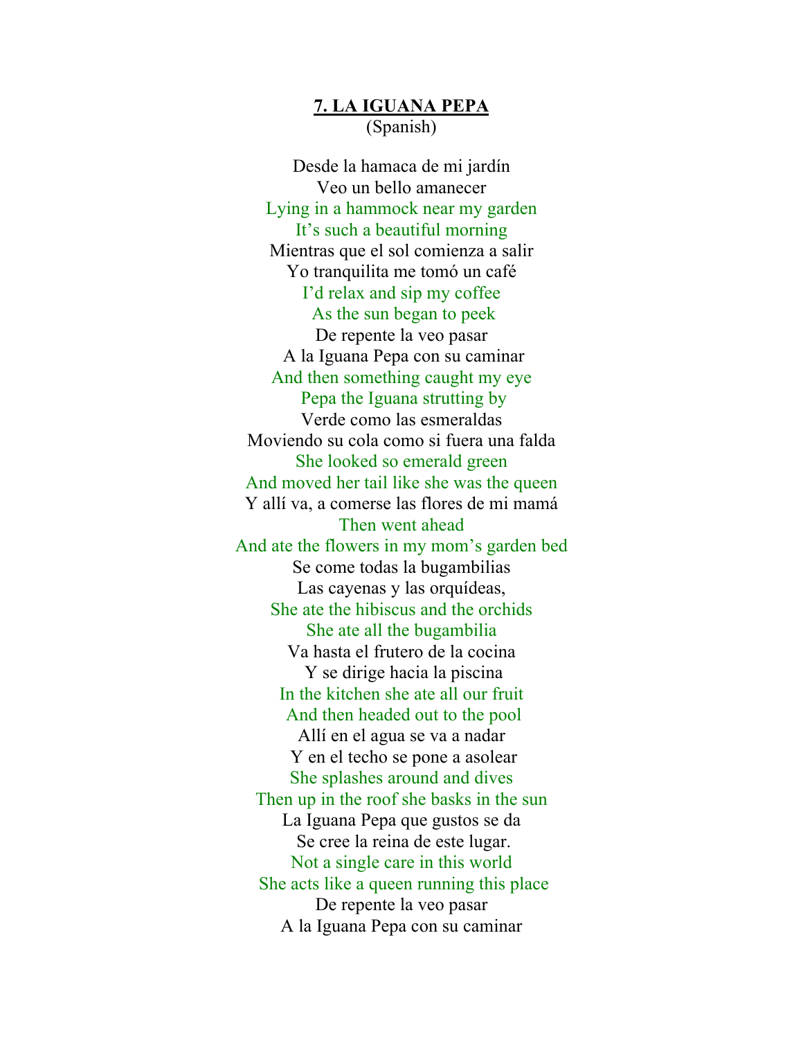## 7. LA IGUANA PEPA
(Spanish)

Desde la hamaca de mi jardín
Veo un bello amanecer
Lying in a hammock near my garden
It's such a beautiful morning
Mientras que el sol comienza a salir
Yo tranquilita me tomó un café
I'd relax and sip my coffee
As the sun began to peek
De repente la veo pasar
A la Iguana Pepa con su caminar
And then something caught my eye
Pepa the Iguana strutting by
Verde como las esmeraldas
Moviendo su cola como si fuera una falda
She looked so emerald green
And moved her tail like she was the queen
Y allí va, a comerse las flores de mi mamá
Then went ahead
And ate the flowers in my mom's garden bed
Se come todas la bugambilias
Las cayenas y las orquídeas,
She ate the hibiscus and the orchids
She ate all the bugambilia
Va hasta el frutero de la cocina
Y se dirige hacia la piscina
In the kitchen she ate all our fruit
And then headed out to the pool
Allí en el agua se va a nadar
Y en el techo se pone a asolear
She splashes around and dives
Then up in the roof she basks in the sun
La Iguana Pepa que gustos se da
Se cree la reina de este lugar.
Not a single care in this world
She acts like a queen running this place
De repente la veo pasar
A la Iguana Pepa con su caminar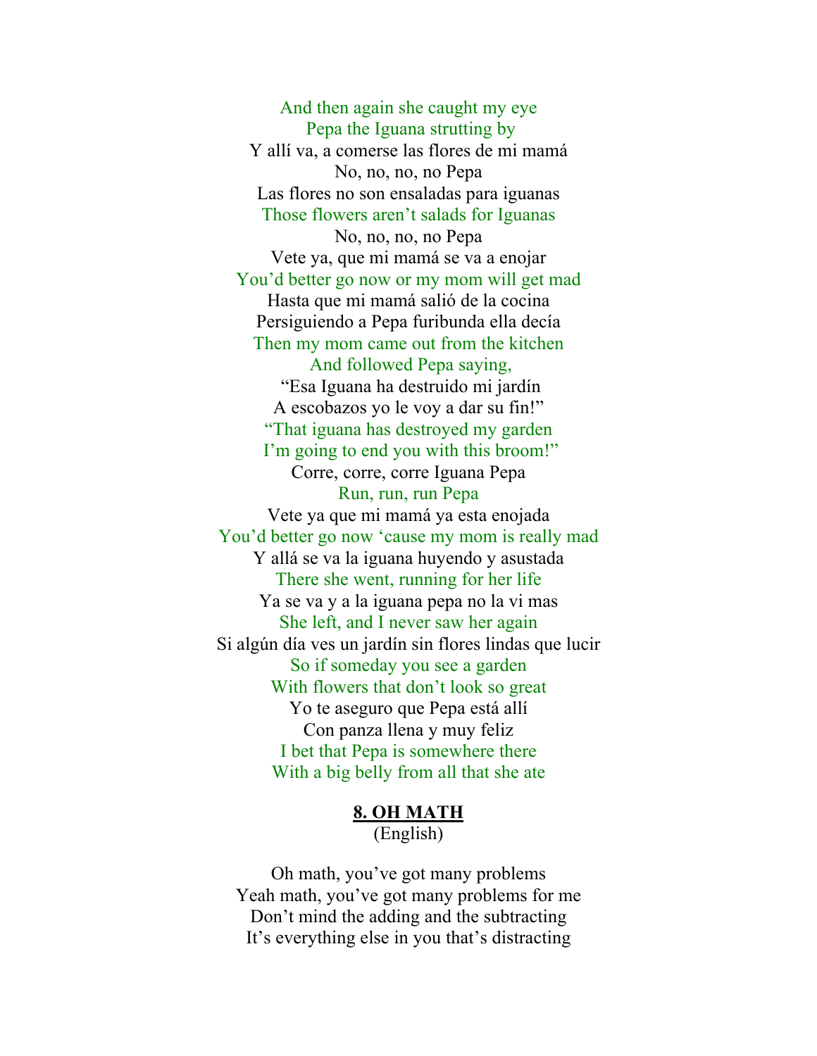And then again she caught my eye
Pepa the Iguana strutting by
Y allí va, a comerse las flores de mi mamá
No, no, no, no Pepa
Las flores no son ensaladas para iguanas
Those flowers aren't salads for Iguanas
No, no, no, no Pepa
Vete ya, que mi mamá se va a enojar
You'd better go now or my mom will get mad
Hasta que mi mamá salió de la cocina
Persiguiendo a Pepa furibunda ella decía
Then my mom came out from the kitchen
And followed Pepa saying,
"Esa Iguana ha destruido mi jardín
A escobazos yo le voy a dar su fin!"
"That iguana has destroyed my garden
I'm going to end you with this broom!"
Corre, corre, corre Iguana Pepa
Run, run, run Pepa
Vete ya que mi mamá ya esta enojada
You'd better go now 'cause my mom is really mad
Y allá se va la iguana huyendo y asustada
There she went, running for her life
Ya se va y a la iguana pepa no la vi mas
She left, and I never saw her again
Si algún día ves un jardín sin flores lindas que lucir
So if someday you see a garden
With flowers that don't look so great
Yo te aseguro que Pepa está allí
Con panza llena y muy feliz
I bet that Pepa is somewhere there
With a big belly from all that she ate

## 8. OH MATH
(English)

Oh math, you've got many problems
Yeah math, you've got many problems for me
Don't mind the adding and the subtracting
It's everything else in you that's distracting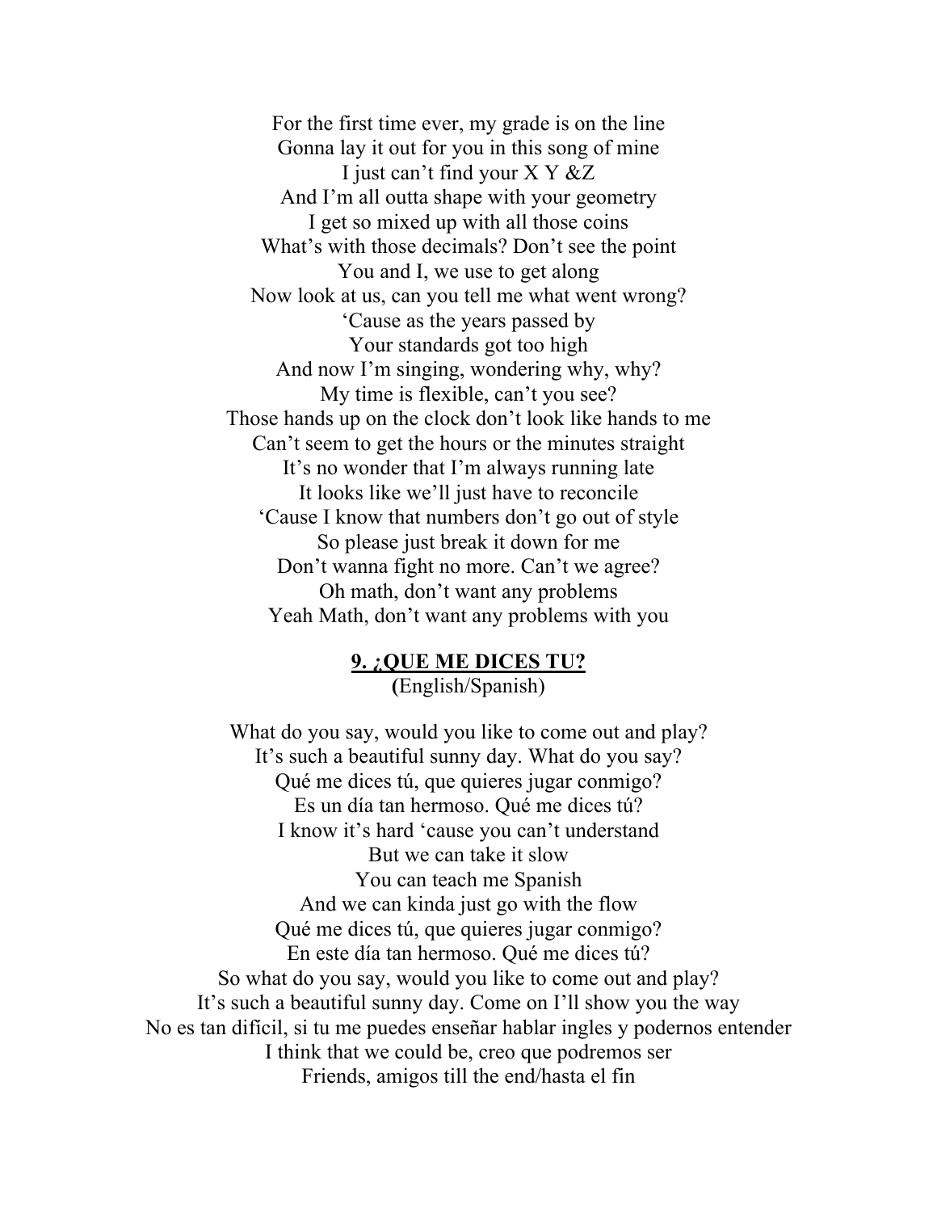For the first time ever, my grade is on the line  
Gonna lay it out for you in this song of mine  
I just can't find your X Y &Z  
And I'm all outta shape with your geometry  
I get so mixed up with all those coins  
What's with those decimals? Don't see the point  
You and I, we use to get along  
Now look at us, can you tell me what went wrong?  
'Cause as the years passed by  
Your standards got too high  
And now I'm singing, wondering why, why?  
My time is flexible, can't you see?  
Those hands up on the clock don't look like hands to me  
Can't seem to get the hours or the minutes straight  
It's no wonder that I'm always running late  
It looks like we'll just have to reconcile  
'Cause I know that numbers don't go out of style  
So please just break it down for me  
Don't wanna fight no more. Can't we agree?  
Oh math, don't want any problems  
Yeah Math, don't want any problems with you

## 9. ¿QUE ME DICES TU?

(English/Spanish)

What do you say, would you like to come out and play?  
It's such a beautiful sunny day. What do you say?  
Qué me dices tú, que quieres jugar conmigo?  
Es un día tan hermoso. Qué me dices tú?  
I know it's hard 'cause you can't understand  
But we can take it slow  
You can teach me Spanish  
And we can kinda just go with the flow  
Qué me dices tú, que quieres jugar conmigo?  
En este día tan hermoso. Qué me dices tú?  
So what do you say, would you like to come out and play?  
It's such a beautiful sunny day. Come on I'll show you the way  
No es tan difícil, si tu me puedes enseñar hablar ingles y podernos entender  
I think that we could be, creo que podremos ser  
Friends, amigos till the end/hasta el fin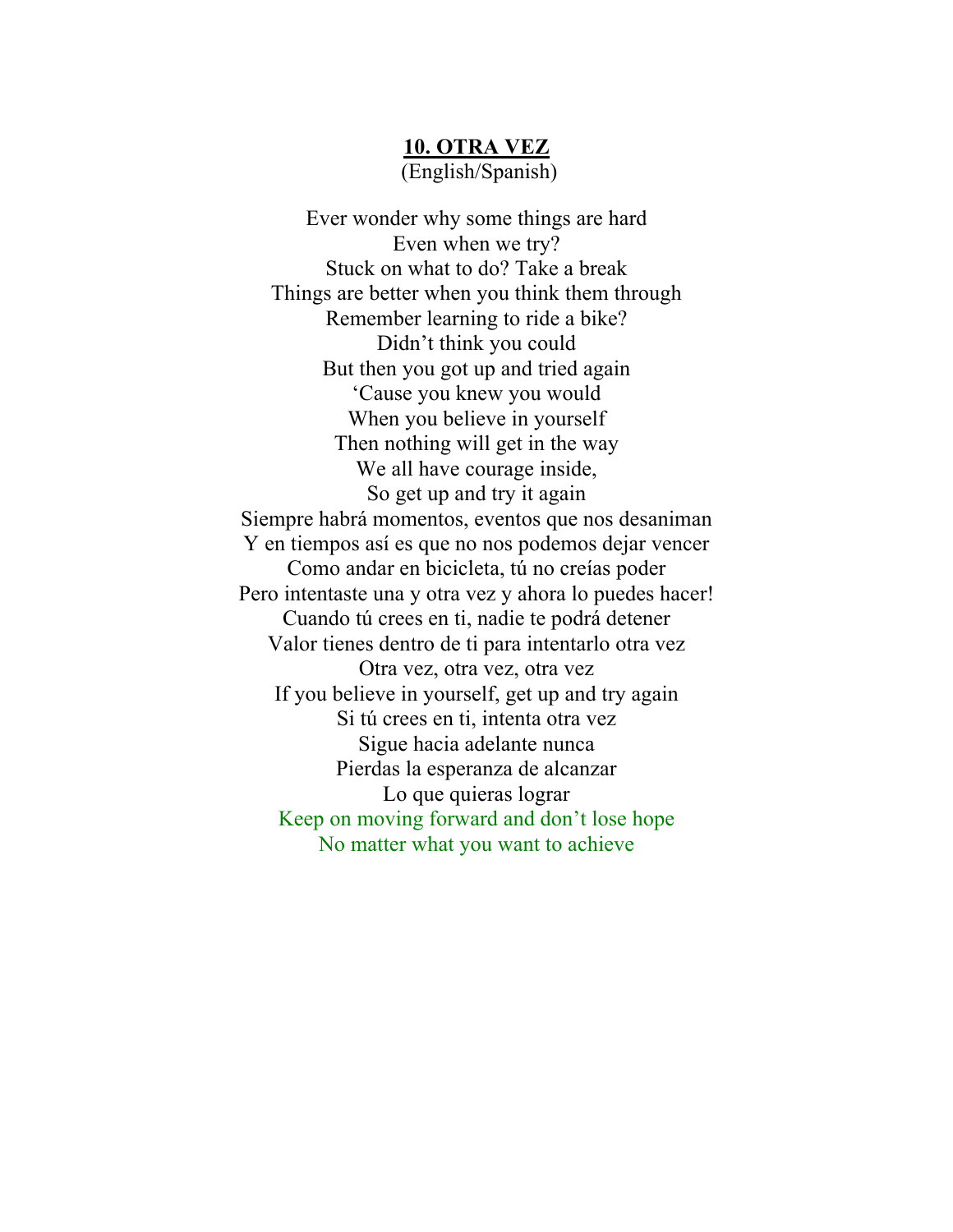# **10. OTRA VEZ**

(English/Spanish)

Ever wonder why some things are hard
Even when we try?
Stuck on what to do? Take a break
Things are better when you think them through
Remember learning to ride a bike?
Didn't think you could
But then you got up and tried again
'Cause you knew you would
When you believe in yourself
Then nothing will get in the way
We all have courage inside,
So get up and try it again
Siempre habrá momentos, eventos que nos desaniman
Y en tiempos así es que no nos podemos dejar vencer
Como andar en bicicleta, tú no creías poder
Pero intentaste una y otra vez y ahora lo puedes hacer!
Cuando tú crees en ti, nadie te podrá detener
Valor tienes dentro de ti para intentarlo otra vez
Otra vez, otra vez, otra vez
If you believe in yourself, get up and try again
Si tú crees en ti, intenta otra vez
Sigue hacia adelante nunca
Pierdas la esperanza de alcanzar
Lo que quieras lograr
Keep on moving forward and don't lose hope
No matter what you want to achieve